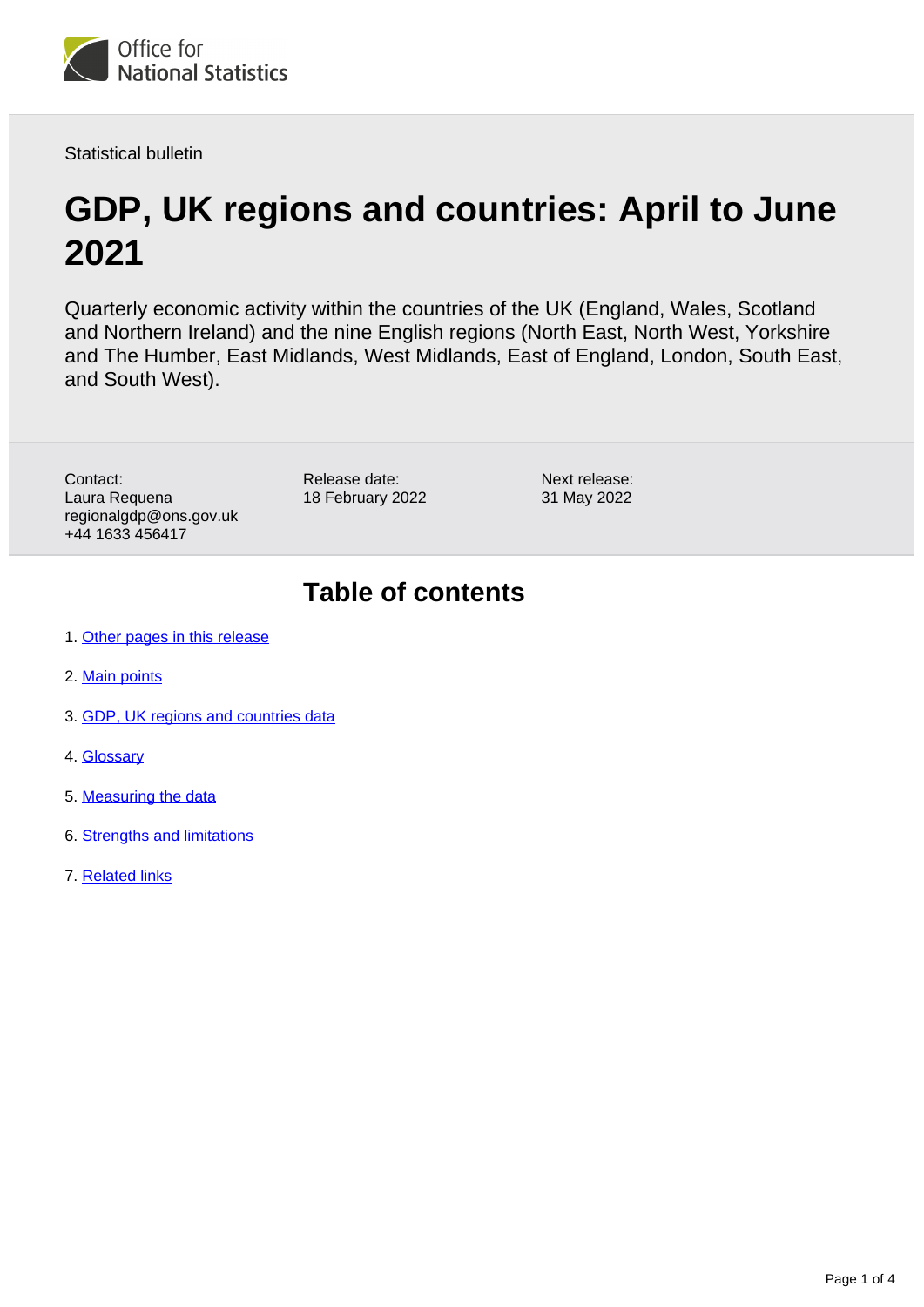Office for National Statistics

Statistical bulletin

# GDP, UK regions and countries: April to June 2021

Quarterly economic activity within the countries of the UK (England, Wales, Scotland and Northern Ireland) and the nine English regions (North East, North West, Yorkshire and The Humber, East Midlands, West Midlands, East of England, London, South East, and South West).

Contact:
Laura Requena
regionalgdp@ons.gov.uk
+44 1633 456417

Release date:
18 February 2022

Next release:
31 May 2022

## Table of contents

1. Other pages in this release
2. Main points
3. GDP, UK regions and countries data
4. Glossary
5. Measuring the data
6. Strengths and limitations
7. Related links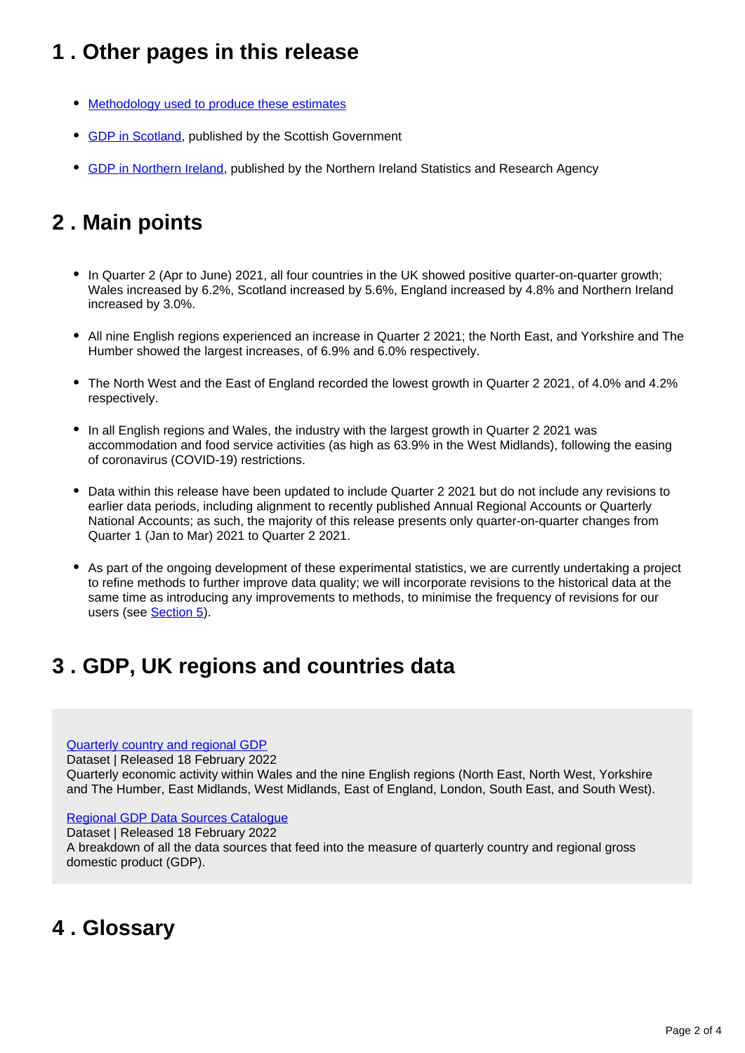## 1 . Other pages in this release

- [Methodology used to produce these estimates]
- [GDP in Scotland], published by the Scottish Government
- [GDP in Northern Ireland], published by the Northern Ireland Statistics and Research Agency

## 2 . Main points

- In Quarter 2 (Apr to June) 2021, all four countries in the UK showed positive quarter-on-quarter growth; Wales increased by 6.2%, Scotland increased by 5.6%, England increased by 4.8% and Northern Ireland increased by 3.0%.
- All nine English regions experienced an increase in Quarter 2 2021; the North East, and Yorkshire and The Humber showed the largest increases, of 6.9% and 6.0% respectively.
- The North West and the East of England recorded the lowest growth in Quarter 2 2021, of 4.0% and 4.2% respectively.
- In all English regions and Wales, the industry with the largest growth in Quarter 2 2021 was accommodation and food service activities (as high as 63.9% in the West Midlands), following the easing of coronavirus (COVID-19) restrictions.
- Data within this release have been updated to include Quarter 2 2021 but do not include any revisions to earlier data periods, including alignment to recently published Annual Regional Accounts or Quarterly National Accounts; as such, the majority of this release presents only quarter-on-quarter changes from Quarter 1 (Jan to Mar) 2021 to Quarter 2 2021.
- As part of the ongoing development of these experimental statistics, we are currently undertaking a project to refine methods to further improve data quality; we will incorporate revisions to the historical data at the same time as introducing any improvements to methods, to minimise the frequency of revisions for our users (see [Section 5]).

## 3 . GDP, UK regions and countries data

[Quarterly country and regional GDP]
Dataset | Released 18 February 2022
Quarterly economic activity within Wales and the nine English regions (North East, North West, Yorkshire and The Humber, East Midlands, West Midlands, East of England, London, South East, and South West).

[Regional GDP Data Sources Catalogue]
Dataset | Released 18 February 2022
A breakdown of all the data sources that feed into the measure of quarterly country and regional gross domestic product (GDP).

## 4 . Glossary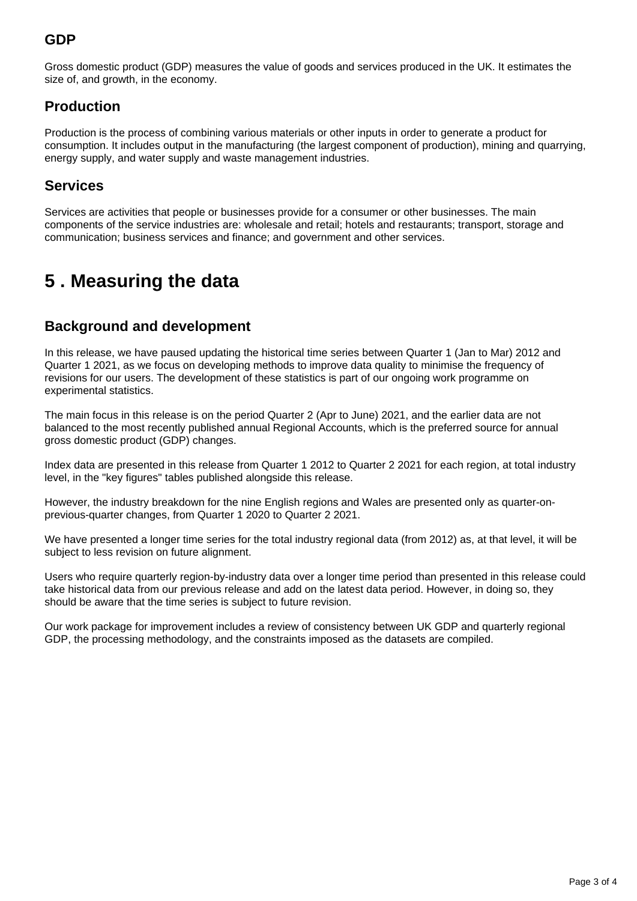### GDP

Gross domestic product (GDP) measures the value of goods and services produced in the UK. It estimates the size of, and growth, in the economy.

### Production

Production is the process of combining various materials or other inputs in order to generate a product for consumption. It includes output in the manufacturing (the largest component of production), mining and quarrying, energy supply, and water supply and waste management industries.

### Services

Services are activities that people or businesses provide for a consumer or other businesses. The main components of the service industries are: wholesale and retail; hotels and restaurants; transport, storage and communication; business services and finance; and government and other services.

## 5 . Measuring the data

### Background and development

In this release, we have paused updating the historical time series between Quarter 1 (Jan to Mar) 2012 and Quarter 1 2021, as we focus on developing methods to improve data quality to minimise the frequency of revisions for our users. The development of these statistics is part of our ongoing work programme on experimental statistics.

The main focus in this release is on the period Quarter 2 (Apr to June) 2021, and the earlier data are not balanced to the most recently published annual Regional Accounts, which is the preferred source for annual gross domestic product (GDP) changes.

Index data are presented in this release from Quarter 1 2012 to Quarter 2 2021 for each region, at total industry level, in the "key figures" tables published alongside this release.

However, the industry breakdown for the nine English regions and Wales are presented only as quarter-on-previous-quarter changes, from Quarter 1 2020 to Quarter 2 2021.

We have presented a longer time series for the total industry regional data (from 2012) as, at that level, it will be subject to less revision on future alignment.

Users who require quarterly region-by-industry data over a longer time period than presented in this release could take historical data from our previous release and add on the latest data period. However, in doing so, they should be aware that the time series is subject to future revision.

Our work package for improvement includes a review of consistency between UK GDP and quarterly regional GDP, the processing methodology, and the constraints imposed as the datasets are compiled.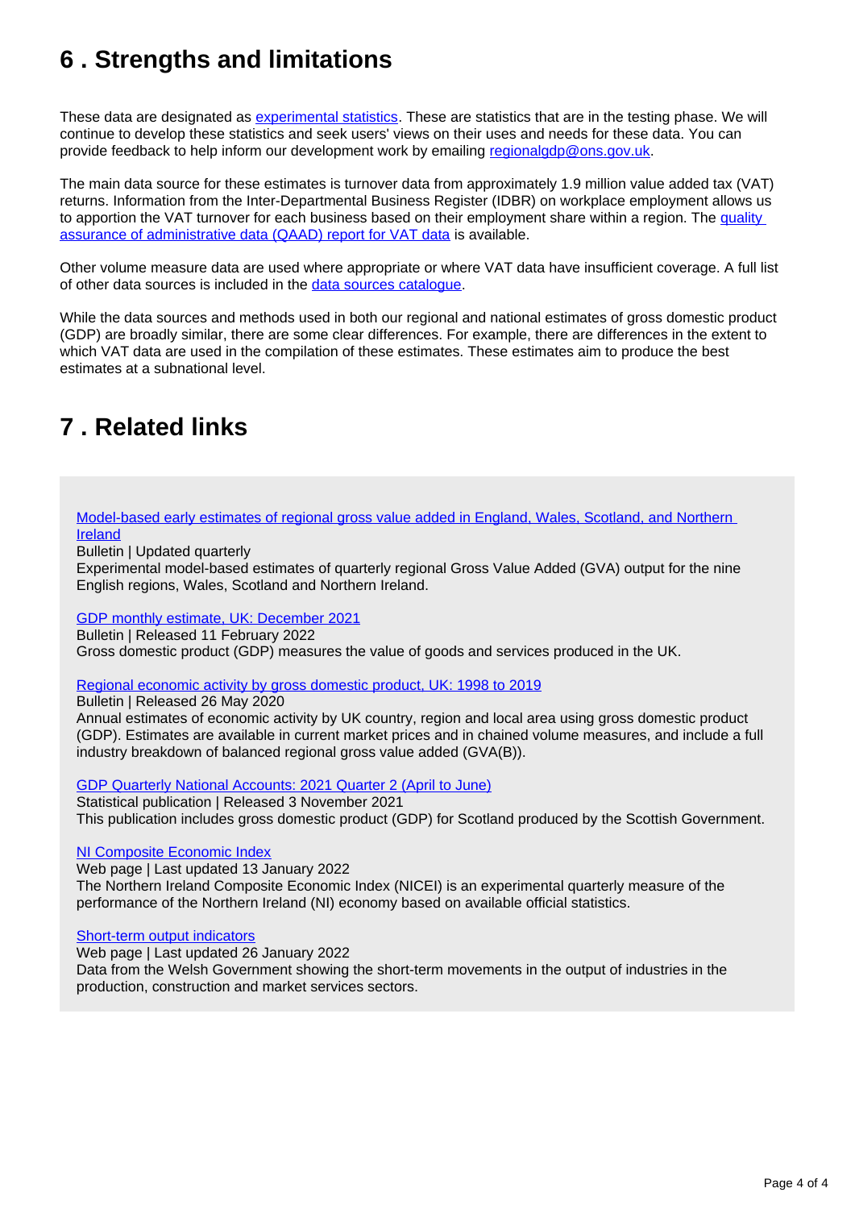## 6 . Strengths and limitations

These data are designated as experimental statistics. These are statistics that are in the testing phase. We will continue to develop these statistics and seek users' views on their uses and needs for these data. You can provide feedback to help inform our development work by emailing regionalgdp@ons.gov.uk.

The main data source for these estimates is turnover data from approximately 1.9 million value added tax (VAT) returns. Information from the Inter-Departmental Business Register (IDBR) on workplace employment allows us to apportion the VAT turnover for each business based on their employment share within a region. The quality assurance of administrative data (QAAD) report for VAT data is available.

Other volume measure data are used where appropriate or where VAT data have insufficient coverage. A full list of other data sources is included in the data sources catalogue.

While the data sources and methods used in both our regional and national estimates of gross domestic product (GDP) are broadly similar, there are some clear differences. For example, there are differences in the extent to which VAT data are used in the compilation of these estimates. These estimates aim to produce the best estimates at a subnational level.

## 7 . Related links

Model-based early estimates of regional gross value added in England, Wales, Scotland, and Northern Ireland
Bulletin | Updated quarterly
Experimental model-based estimates of quarterly regional Gross Value Added (GVA) output for the nine English regions, Wales, Scotland and Northern Ireland.

GDP monthly estimate, UK: December 2021
Bulletin | Released 11 February 2022
Gross domestic product (GDP) measures the value of goods and services produced in the UK.

Regional economic activity by gross domestic product, UK: 1998 to 2019
Bulletin | Released 26 May 2020
Annual estimates of economic activity by UK country, region and local area using gross domestic product (GDP). Estimates are available in current market prices and in chained volume measures, and include a full industry breakdown of balanced regional gross value added (GVA(B)).

GDP Quarterly National Accounts: 2021 Quarter 2 (April to June)
Statistical publication | Released 3 November 2021
This publication includes gross domestic product (GDP) for Scotland produced by the Scottish Government.

NI Composite Economic Index
Web page | Last updated 13 January 2022
The Northern Ireland Composite Economic Index (NICEI) is an experimental quarterly measure of the performance of the Northern Ireland (NI) economy based on available official statistics.

Short-term output indicators
Web page | Last updated 26 January 2022
Data from the Welsh Government showing the short-term movements in the output of industries in the production, construction and market services sectors.